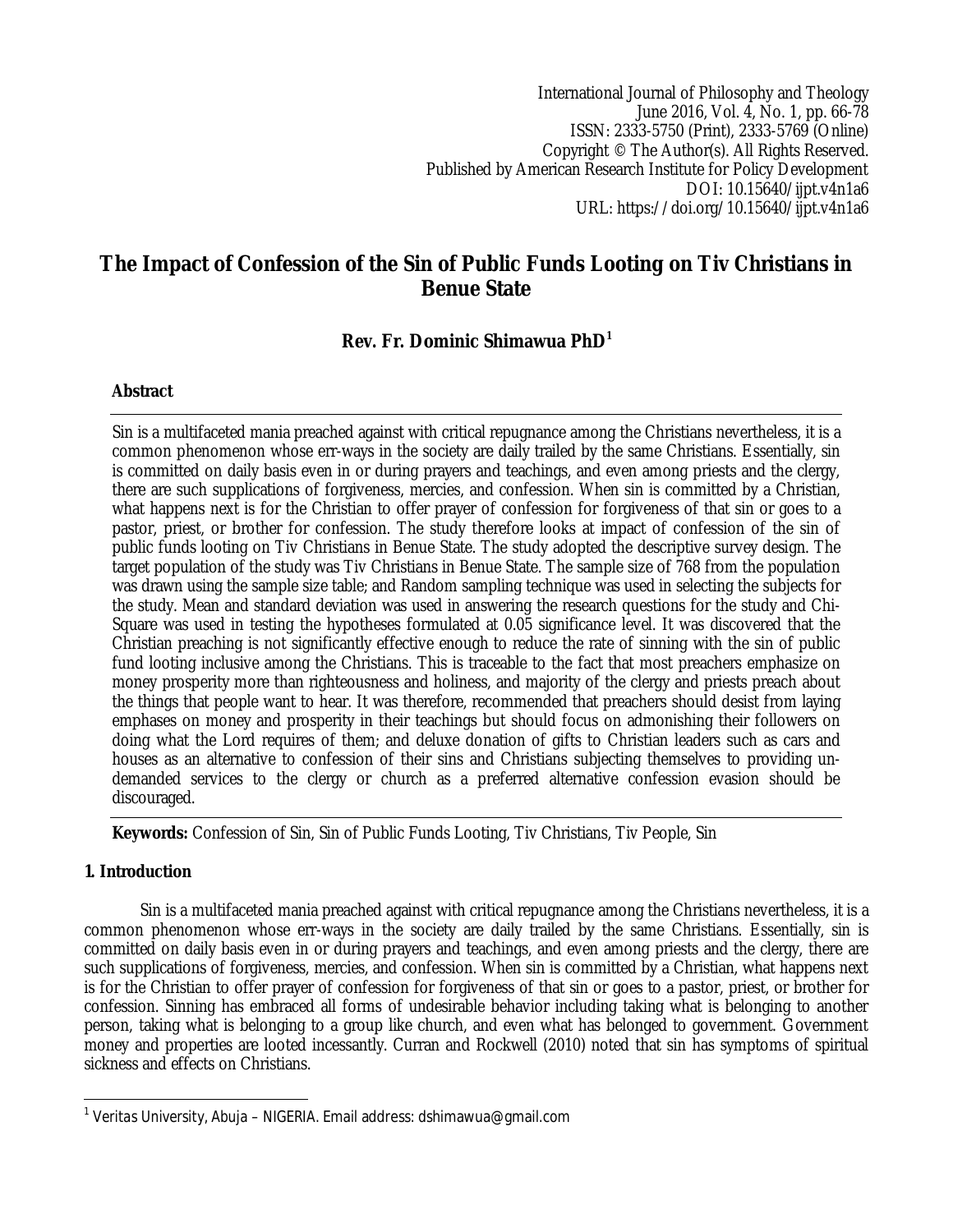International Journal of Philosophy and Theology
June 2016, Vol. 4, No. 1, pp. 66-78
ISSN: 2333-5750 (Print), 2333-5769 (Online)
Copyright © The Author(s). All Rights Reserved.
Published by American Research Institute for Policy Development
DOI: 10.15640/ijpt.v4n1a6
URL: https://doi.org/10.15640/ijpt.v4n1a6

# The Impact of Confession of the Sin of Public Funds Looting on Tiv Christians in Benue State

**Rev. Fr. Dominic Shimawua PhD[1]**

## Abstract

Sin is a multifaceted mania preached against with critical repugnance among the Christians nevertheless, it is a common phenomenon whose err-ways in the society are daily trailed by the same Christians. Essentially, sin is committed on daily basis even in or during prayers and teachings, and even among priests and the clergy, there are such supplications of forgiveness, mercies, and confession. When sin is committed by a Christian, what happens next is for the Christian to offer prayer of confession for forgiveness of that sin or goes to a pastor, priest, or brother for confession. The study therefore looks at impact of confession of the sin of public funds looting on Tiv Christians in Benue State. The study adopted the descriptive survey design. The target population of the study was Tiv Christians in Benue State. The sample size of 768 from the population was drawn using the sample size table; and Random sampling technique was used in selecting the subjects for the study. Mean and standard deviation was used in answering the research questions for the study and Chi-Square was used in testing the hypotheses formulated at 0.05 significance level. It was discovered that the Christian preaching is not significantly effective enough to reduce the rate of sinning with the sin of public fund looting inclusive among the Christians. This is traceable to the fact that most preachers emphasize on money prosperity more than righteousness and holiness, and majority of the clergy and priests preach about the things that people want to hear. It was therefore, recommended that preachers should desist from laying emphases on money and prosperity in their teachings but should focus on admonishing their followers on doing what the Lord requires of them; and deluxe donation of gifts to Christian leaders such as cars and houses as an alternative to confession of their sins and Christians subjecting themselves to providing un-demanded services to the clergy or church as a preferred alternative confession evasion should be discouraged.

**Keywords:** Confession of Sin, Sin of Public Funds Looting, Tiv Christians, Tiv People, Sin

## 1. Introduction

Sin is a multifaceted mania preached against with critical repugnance among the Christians nevertheless, it is a common phenomenon whose err-ways in the society are daily trailed by the same Christians. Essentially, sin is committed on daily basis even in or during prayers and teachings, and even among priests and the clergy, there are such supplications of forgiveness, mercies, and confession. When sin is committed by a Christian, what happens next is for the Christian to offer prayer of confession for forgiveness of that sin or goes to a pastor, priest, or brother for confession. Sinning has embraced all forms of undesirable behavior including taking what is belonging to another person, taking what is belonging to a group like church, and even what has belonged to government. Government money and properties are looted incessantly. Curran and Rockwell (2010) noted that sin has symptoms of spiritual sickness and effects on Christians.

---

[1] Veritas University, Abuja – NIGERIA. Email address: dshimawua@gmail.com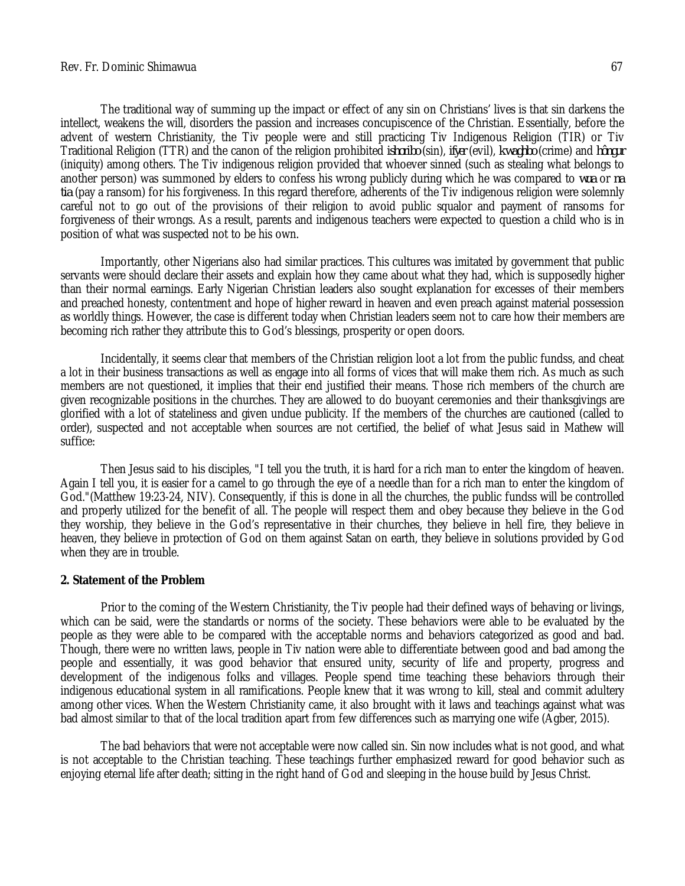The traditional way of summing up the impact or effect of any sin on Christians' lives is that sin darkens the intellect, weakens the will, disorders the passion and increases concupiscence of the Christian. Essentially, before the advent of western Christianity, the Tiv people were and still practicing Tiv Indigenous Religion (TIR) or Tiv Traditional Religion (TTR) and the canon of the religion prohibited *ishoribo* (sin), *ifyer* (evil), *kwaghbo* (crime) and *hôngur* (iniquity) among others. The Tiv indigenous religion provided that whoever sinned (such as stealing what belongs to another person) was summoned by elders to confess his wrong publicly during which he was compared to *woa or na tia* (pay a ransom) for his forgiveness. In this regard therefore, adherents of the Tiv indigenous religion were solemnly careful not to go out of the provisions of their religion to avoid public squalor and payment of ransoms for forgiveness of their wrongs. As a result, parents and indigenous teachers were expected to question a child who is in position of what was suspected not to be his own.

Importantly, other Nigerians also had similar practices. This cultures was imitated by government that public servants were should declare their assets and explain how they came about what they had, which is supposedly higher than their normal earnings. Early Nigerian Christian leaders also sought explanation for excesses of their members and preached honesty, contentment and hope of higher reward in heaven and even preach against material possession as worldly things. However, the case is different today when Christian leaders seem not to care how their members are becoming rich rather they attribute this to God's blessings, prosperity or open doors.

Incidentally, it seems clear that members of the Christian religion loot a lot from the public fundss, and cheat a lot in their business transactions as well as engage into all forms of vices that will make them rich. As much as such members are not questioned, it implies that their end justified their means. Those rich members of the church are given recognizable positions in the churches. They are allowed to do buoyant ceremonies and their thanksgivings are glorified with a lot of stateliness and given undue publicity. If the members of the churches are cautioned (called to order), suspected and not acceptable when sources are not certified, the belief of what Jesus said in Mathew will suffice:

Then Jesus said to his disciples, "I tell you the truth, it is hard for a rich man to enter the kingdom of heaven. Again I tell you, it is easier for a camel to go through the eye of a needle than for a rich man to enter the kingdom of God."(Matthew 19:23-24, NIV). Consequently, if this is done in all the churches, the public fundss will be controlled and properly utilized for the benefit of all. The people will respect them and obey because they believe in the God they worship, they believe in the God's representative in their churches, they believe in hell fire, they believe in heaven, they believe in protection of God on them against Satan on earth, they believe in solutions provided by God when they are in trouble.

## 2. Statement of the Problem

Prior to the coming of the Western Christianity, the Tiv people had their defined ways of behaving or livings, which can be said, were the standards or norms of the society. These behaviors were able to be evaluated by the people as they were able to be compared with the acceptable norms and behaviors categorized as good and bad. Though, there were no written laws, people in Tiv nation were able to differentiate between good and bad among the people and essentially, it was good behavior that ensured unity, security of life and property, progress and development of the indigenous folks and villages. People spend time teaching these behaviors through their indigenous educational system in all ramifications. People knew that it was wrong to kill, steal and commit adultery among other vices. When the Western Christianity came, it also brought with it laws and teachings against what was bad almost similar to that of the local tradition apart from few differences such as marrying one wife (Agber, 2015).

The bad behaviors that were not acceptable were now called sin. Sin now includes what is not good, and what is not acceptable to the Christian teaching. These teachings further emphasized reward for good behavior such as enjoying eternal life after death; sitting in the right hand of God and sleeping in the house build by Jesus Christ.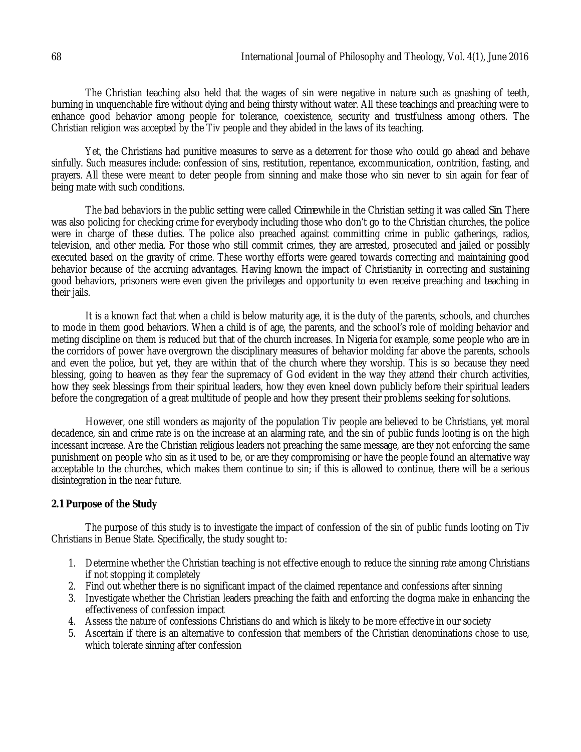The Christian teaching also held that the wages of sin were negative in nature such as gnashing of teeth, burning in unquenchable fire without dying and being thirsty without water. All these teachings and preaching were to enhance good behavior among people for tolerance, coexistence, security and trustfulness among others. The Christian religion was accepted by the Tiv people and they abided in the laws of its teaching.

Yet, the Christians had punitive measures to serve as a deterrent for those who could go ahead and behave sinfully. Such measures include: confession of sins, restitution, repentance, excommunication, contrition, fasting, and prayers. All these were meant to deter people from sinning and make those who sin never to sin again for fear of being mate with such conditions.

The bad behaviors in the public setting were called *Crime* while in the Christian setting it was called *Sin*. There was also policing for checking crime for everybody including those who don't go to the Christian churches, the police were in charge of these duties. The police also preached against committing crime in public gatherings, radios, television, and other media. For those who still commit crimes, they are arrested, prosecuted and jailed or possibly executed based on the gravity of crime. These worthy efforts were geared towards correcting and maintaining good behavior because of the accruing advantages. Having known the impact of Christianity in correcting and sustaining good behaviors, prisoners were even given the privileges and opportunity to even receive preaching and teaching in their jails.

It is a known fact that when a child is below maturity age, it is the duty of the parents, schools, and churches to mode in them good behaviors. When a child is of age, the parents, and the school's role of molding behavior and meting discipline on them is reduced but that of the church increases. In Nigeria for example, some people who are in the corridors of power have overgrown the disciplinary measures of behavior molding far above the parents, schools and even the police, but yet, they are within that of the church where they worship. This is so because they need blessing, going to heaven as they fear the supremacy of God evident in the way they attend their church activities, how they seek blessings from their spiritual leaders, how they even kneel down publicly before their spiritual leaders before the congregation of a great multitude of people and how they present their problems seeking for solutions.

However, one still wonders as majority of the population Tiv people are believed to be Christians, yet moral decadence, sin and crime rate is on the increase at an alarming rate, and the sin of public funds looting is on the high incessant increase. Are the Christian religious leaders not preaching the same message, are they not enforcing the same punishment on people who sin as it used to be, or are they compromising or have the people found an alternative way acceptable to the churches, which makes them continue to sin; if this is allowed to continue, there will be a serious disintegration in the near future.

### 2.1 Purpose of the Study

The purpose of this study is to investigate the impact of confession of the sin of public funds looting on Tiv Christians in Benue State. Specifically, the study sought to:

1. Determine whether the Christian teaching is not effective enough to reduce the sinning rate among Christians if not stopping it completely
2. Find out whether there is no significant impact of the claimed repentance and confessions after sinning
3. Investigate whether the Christian leaders preaching the faith and enforcing the dogma make in enhancing the effectiveness of confession impact
4. Assess the nature of confessions Christians do and which is likely to be more effective in our society
5. Ascertain if there is an alternative to confession that members of the Christian denominations chose to use, which tolerate sinning after confession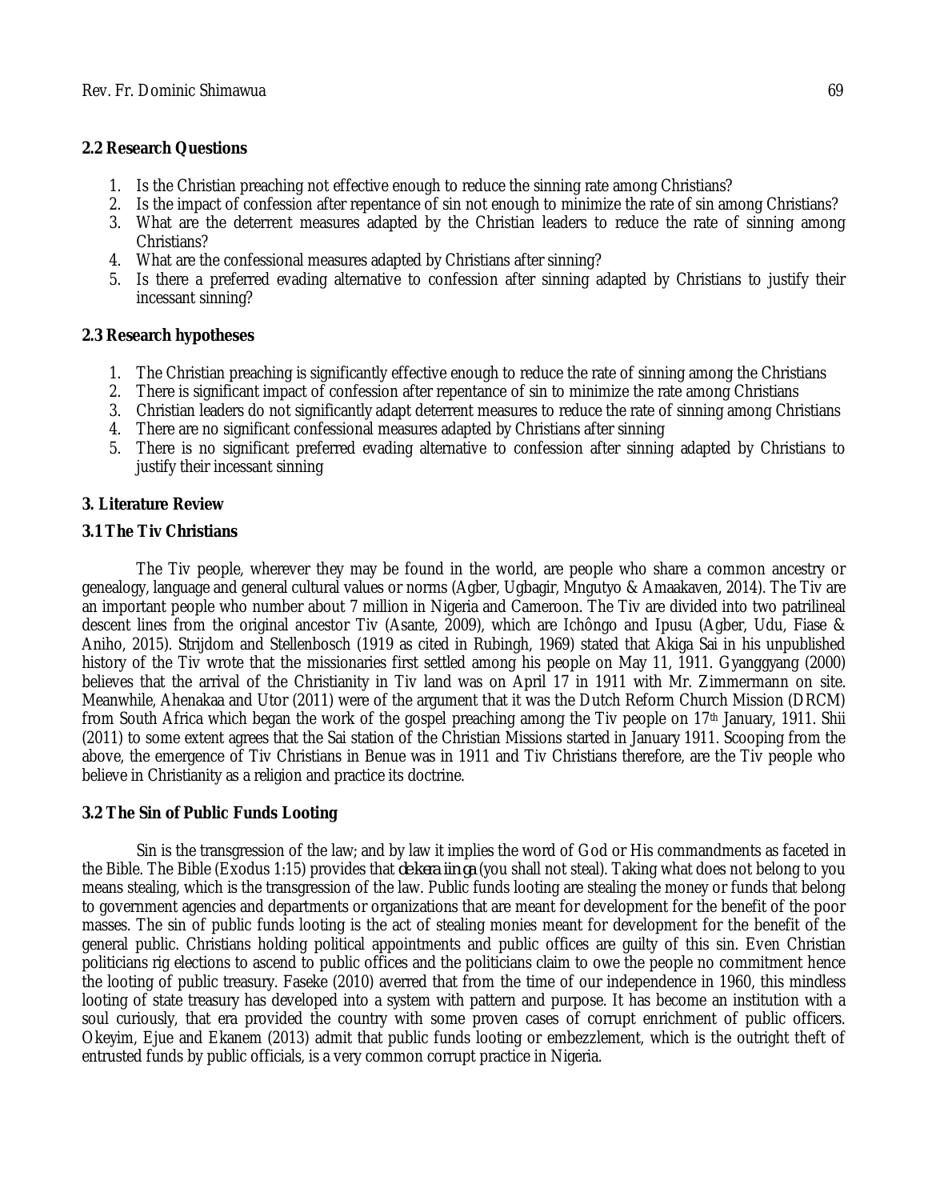### 2.2 Research Questions

1. Is the Christian preaching not effective enough to reduce the sinning rate among Christians?
2. Is the impact of confession after repentance of sin not enough to minimize the rate of sin among Christians?
3. What are the deterrent measures adapted by the Christian leaders to reduce the rate of sinning among Christians?
4. What are the confessional measures adapted by Christians after sinning?
5. Is there a preferred evading alternative to confession after sinning adapted by Christians to justify their incessant sinning?

### 2.3 Research hypotheses

1. The Christian preaching is significantly effective enough to reduce the rate of sinning among the Christians
2. There is significant impact of confession after repentance of sin to minimize the rate among Christians
3. Christian leaders do not significantly adapt deterrent measures to reduce the rate of sinning among Christians
4. There are no significant confessional measures adapted by Christians after sinning
5. There is no significant preferred evading alternative to confession after sinning adapted by Christians to justify their incessant sinning

## 3. Literature Review

### 3.1 The Tiv Christians

The Tiv people, wherever they may be found in the world, are people who share a common ancestry or genealogy, language and general cultural values or norms (Agber, Ugbagir, Mngutyo & Amaakaven, 2014). The Tiv are an important people who number about 7 million in Nigeria and Cameroon. The Tiv are divided into two patrilineal descent lines from the original ancestor Tiv (Asante, 2009), which are Ichôngo and Ipusu (Agber, Udu, Fiase & Aniho, 2015). Strijdom and Stellenbosch (1919 as cited in Rubingh, 1969) stated that Akiga Sai in his unpublished history of the Tiv wrote that the missionaries first settled among his people on May 11, 1911. Gyanggyang (2000) believes that the arrival of the Christianity in Tiv land was on April 17 in 1911 with Mr. Zimmermann on site. Meanwhile, Ahenakaa and Utor (2011) were of the argument that it was the Dutch Reform Church Mission (DRCM) from South Africa which began the work of the gospel preaching among the Tiv people on 17th January, 1911. Shii (2011) to some extent agrees that the Sai station of the Christian Missions started in January 1911. Scooping from the above, the emergence of Tiv Christians in Benue was in 1911 and Tiv Christians therefore, are the Tiv people who believe in Christianity as a religion and practice its doctrine.

### 3.2 The Sin of Public Funds Looting

Sin is the transgression of the law; and by law it implies the word of God or His commandments as faceted in the Bible. The Bible (Exodus 1:15) provides that *de kera iin ga* (you shall not steal). Taking what does not belong to you means stealing, which is the transgression of the law. Public funds looting are stealing the money or funds that belong to government agencies and departments or organizations that are meant for development for the benefit of the poor masses. The sin of public funds looting is the act of stealing monies meant for development for the benefit of the general public. Christians holding political appointments and public offices are guilty of this sin. Even Christian politicians rig elections to ascend to public offices and the politicians claim to owe the people no commitment hence the looting of public treasury. Faseke (2010) averred that from the time of our independence in 1960, this mindless looting of state treasury has developed into a system with pattern and purpose. It has become an institution with a soul curiously, that era provided the country with some proven cases of corrupt enrichment of public officers. Okeyim, Ejue and Ekanem (2013) admit that public funds looting or embezzlement, which is the outright theft of entrusted funds by public officials, is a very common corrupt practice in Nigeria.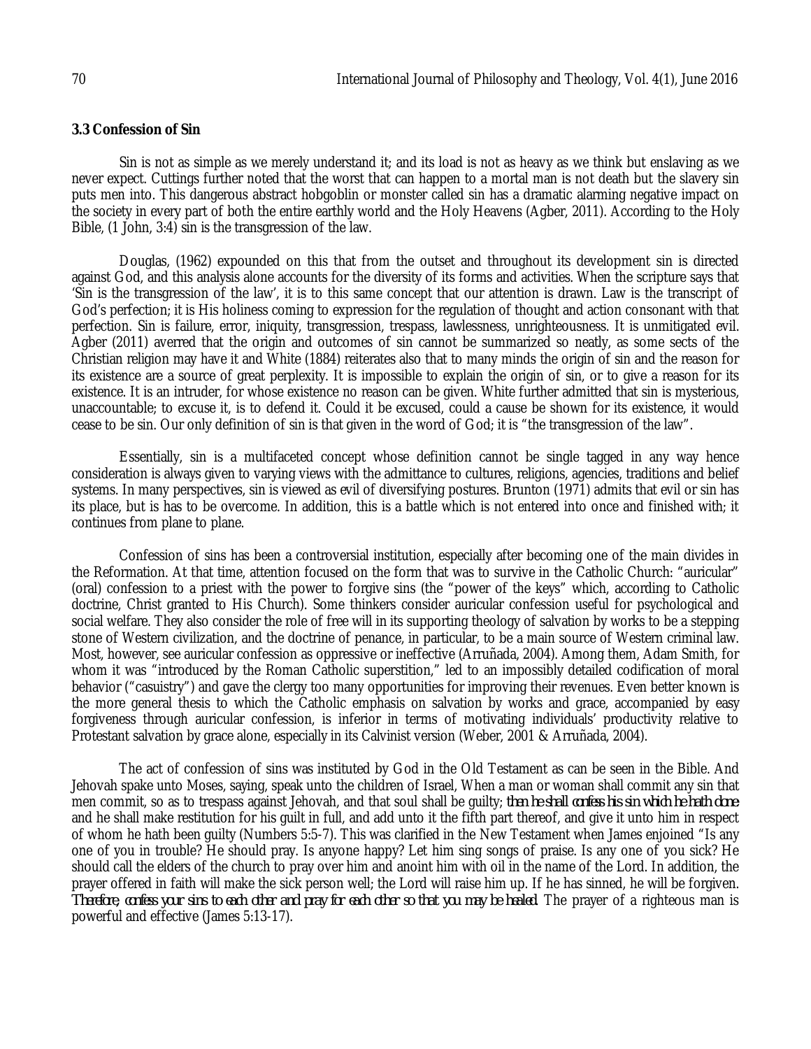### 3.3 Confession of Sin

Sin is not as simple as we merely understand it; and its load is not as heavy as we think but enslaving as we never expect. Cuttings further noted that the worst that can happen to a mortal man is not death but the slavery sin puts men into. This dangerous abstract hobgoblin or monster called sin has a dramatic alarming negative impact on the society in every part of both the entire earthly world and the Holy Heavens (Agber, 2011). According to the Holy Bible, (1 John, 3:4) sin is the transgression of the law.

Douglas, (1962) expounded on this that from the outset and throughout its development sin is directed against God, and this analysis alone accounts for the diversity of its forms and activities. When the scripture says that 'Sin is the transgression of the law', it is to this same concept that our attention is drawn. Law is the transcript of God's perfection; it is His holiness coming to expression for the regulation of thought and action consonant with that perfection. Sin is failure, error, iniquity, transgression, trespass, lawlessness, unrighteousness. It is unmitigated evil. Agber (2011) averred that the origin and outcomes of sin cannot be summarized so neatly, as some sects of the Christian religion may have it and White (1884) reiterates also that to many minds the origin of sin and the reason for its existence are a source of great perplexity. It is impossible to explain the origin of sin, or to give a reason for its existence. It is an intruder, for whose existence no reason can be given. White further admitted that sin is mysterious, unaccountable; to excuse it, is to defend it. Could it be excused, could a cause be shown for its existence, it would cease to be sin. Our only definition of sin is that given in the word of God; it is "the transgression of the law".

Essentially, sin is a multifaceted concept whose definition cannot be single tagged in any way hence consideration is always given to varying views with the admittance to cultures, religions, agencies, traditions and belief systems. In many perspectives, sin is viewed as evil of diversifying postures. Brunton (1971) admits that evil or sin has its place, but is has to be overcome. In addition, this is a battle which is not entered into once and finished with; it continues from plane to plane.

Confession of sins has been a controversial institution, especially after becoming one of the main divides in the Reformation. At that time, attention focused on the form that was to survive in the Catholic Church: "auricular" (oral) confession to a priest with the power to forgive sins (the "power of the keys" which, according to Catholic doctrine, Christ granted to His Church). Some thinkers consider auricular confession useful for psychological and social welfare. They also consider the role of free will in its supporting theology of salvation by works to be a stepping stone of Western civilization, and the doctrine of penance, in particular, to be a main source of Western criminal law. Most, however, see auricular confession as oppressive or ineffective (Arruñada, 2004). Among them, Adam Smith, for whom it was "introduced by the Roman Catholic superstition," led to an impossibly detailed codification of moral behavior ("casuistry") and gave the clergy too many opportunities for improving their revenues. Even better known is the more general thesis to which the Catholic emphasis on salvation by works and grace, accompanied by easy forgiveness through auricular confession, is inferior in terms of motivating individuals' productivity relative to Protestant salvation by grace alone, especially in its Calvinist version (Weber, 2001 & Arruñada, 2004).

The act of confession of sins was instituted by God in the Old Testament as can be seen in the Bible. And Jehovah spake unto Moses, saying, speak unto the children of Israel, When a man or woman shall commit any sin that men commit, so as to trespass against Jehovah, and that soul shall be guilty; *then he shall confess his sin which he hath done*: and he shall make restitution for his guilt in full, and add unto it the fifth part thereof, and give it unto him in respect of whom he hath been guilty (Numbers 5:5-7). This was clarified in the New Testament when James enjoined "Is any one of you in trouble? He should pray. Is anyone happy? Let him sing songs of praise. Is any one of you sick? He should call the elders of the church to pray over him and anoint him with oil in the name of the Lord. In addition, the prayer offered in faith will make the sick person well; the Lord will raise him up. If he has sinned, he will be forgiven. *Therefore, confess your sins to each other and pray for each other so that you may be healed.* The prayer of a righteous man is powerful and effective (James 5:13-17).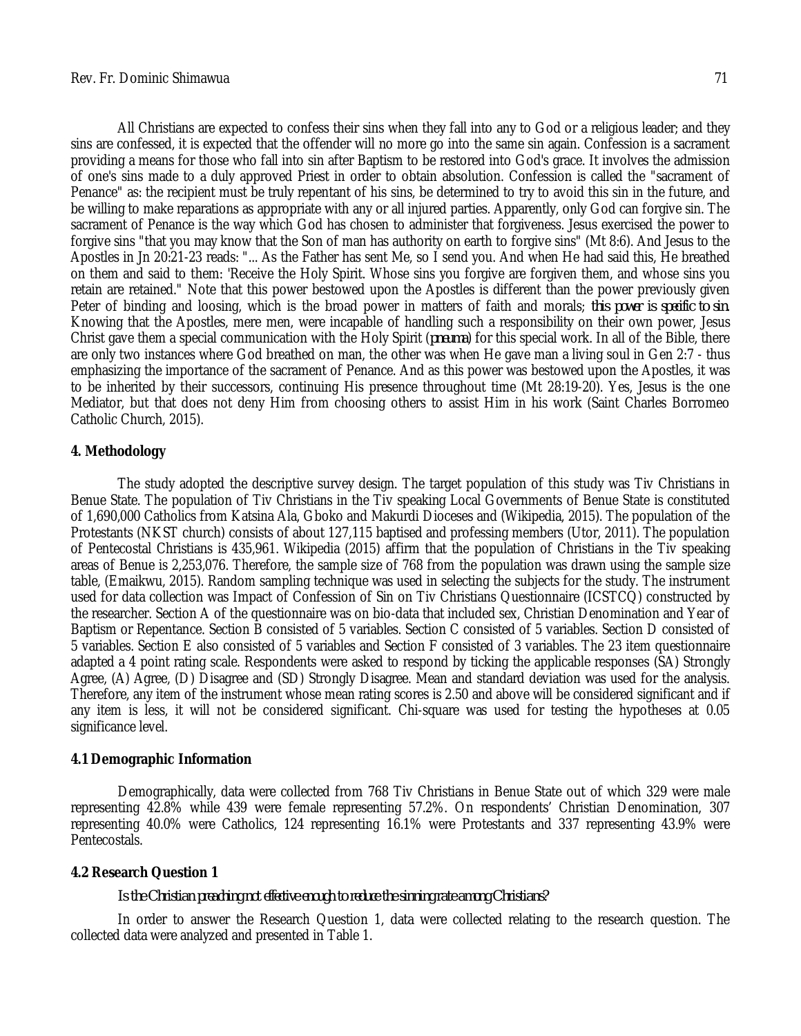All Christians are expected to confess their sins when they fall into any to God or a religious leader; and they sins are confessed, it is expected that the offender will no more go into the same sin again. Confession is a sacrament providing a means for those who fall into sin after Baptism to be restored into God's grace. It involves the admission of one's sins made to a duly approved Priest in order to obtain absolution. Confession is called the "sacrament of Penance" as: the recipient must be truly repentant of his sins, be determined to try to avoid this sin in the future, and be willing to make reparations as appropriate with any or all injured parties. Apparently, only God can forgive sin. The sacrament of Penance is the way which God has chosen to administer that forgiveness. Jesus exercised the power to forgive sins "that you may know that the Son of man has authority on earth to forgive sins" (Mt 8:6). And Jesus to the Apostles in Jn 20:21-23 reads: "... As the Father has sent Me, so I send you. And when He had said this, He breathed on them and said to them: 'Receive the Holy Spirit. Whose sins you forgive are forgiven them, and whose sins you retain are retained." Note that this power bestowed upon the Apostles is different than the power previously given Peter of binding and loosing, which is the broad power in matters of faith and morals; *this power is specific to sin.* Knowing that the Apostles, mere men, were incapable of handling such a responsibility on their own power, Jesus Christ gave them a special communication with the Holy Spirit (*pneuma*) for this special work. In all of the Bible, there are only two instances where God breathed on man, the other was when He gave man a living soul in Gen 2:7 - thus emphasizing the importance of the sacrament of Penance. And as this power was bestowed upon the Apostles, it was to be inherited by their successors, continuing His presence throughout time (Mt 28:19-20). Yes, Jesus is the one Mediator, but that does not deny Him from choosing others to assist Him in his work (Saint Charles Borromeo Catholic Church, 2015).

## 4. Methodology

The study adopted the descriptive survey design. The target population of this study was Tiv Christians in Benue State. The population of Tiv Christians in the Tiv speaking Local Governments of Benue State is constituted of 1,690,000 Catholics from Katsina Ala, Gboko and Makurdi Dioceses and (Wikipedia, 2015). The population of the Protestants (NKST church) consists of about 127,115 baptised and professing members (Utor, 2011). The population of Pentecostal Christians is 435,961. Wikipedia (2015) affirm that the population of Christians in the Tiv speaking areas of Benue is 2,253,076. Therefore, the sample size of 768 from the population was drawn using the sample size table, (Emaikwu, 2015). Random sampling technique was used in selecting the subjects for the study. The instrument used for data collection was Impact of Confession of Sin on Tiv Christians Questionnaire (ICSTCQ) constructed by the researcher. Section A of the questionnaire was on bio-data that included sex, Christian Denomination and Year of Baptism or Repentance. Section B consisted of 5 variables. Section C consisted of 5 variables. Section D consisted of 5 variables. Section E also consisted of 5 variables and Section F consisted of 3 variables. The 23 item questionnaire adapted a 4 point rating scale. Respondents were asked to respond by ticking the applicable responses (SA) Strongly Agree, (A) Agree, (D) Disagree and (SD) Strongly Disagree. Mean and standard deviation was used for the analysis. Therefore, any item of the instrument whose mean rating scores is 2.50 and above will be considered significant and if any item is less, it will not be considered significant. Chi-square was used for testing the hypotheses at 0.05 significance level.

### 4.1 Demographic Information

Demographically, data were collected from 768 Tiv Christians in Benue State out of which 329 were male representing 42.8% while 439 were female representing 57.2%. On respondents' Christian Denomination, 307 representing 40.0% were Catholics, 124 representing 16.1% were Protestants and 337 representing 43.9% were Pentecostals.

### 4.2 Research Question 1

*Is the Christian preaching not effective enough to reduce the sinning rate among Christians?*

In order to answer the Research Question 1, data were collected relating to the research question. The collected data were analyzed and presented in Table 1.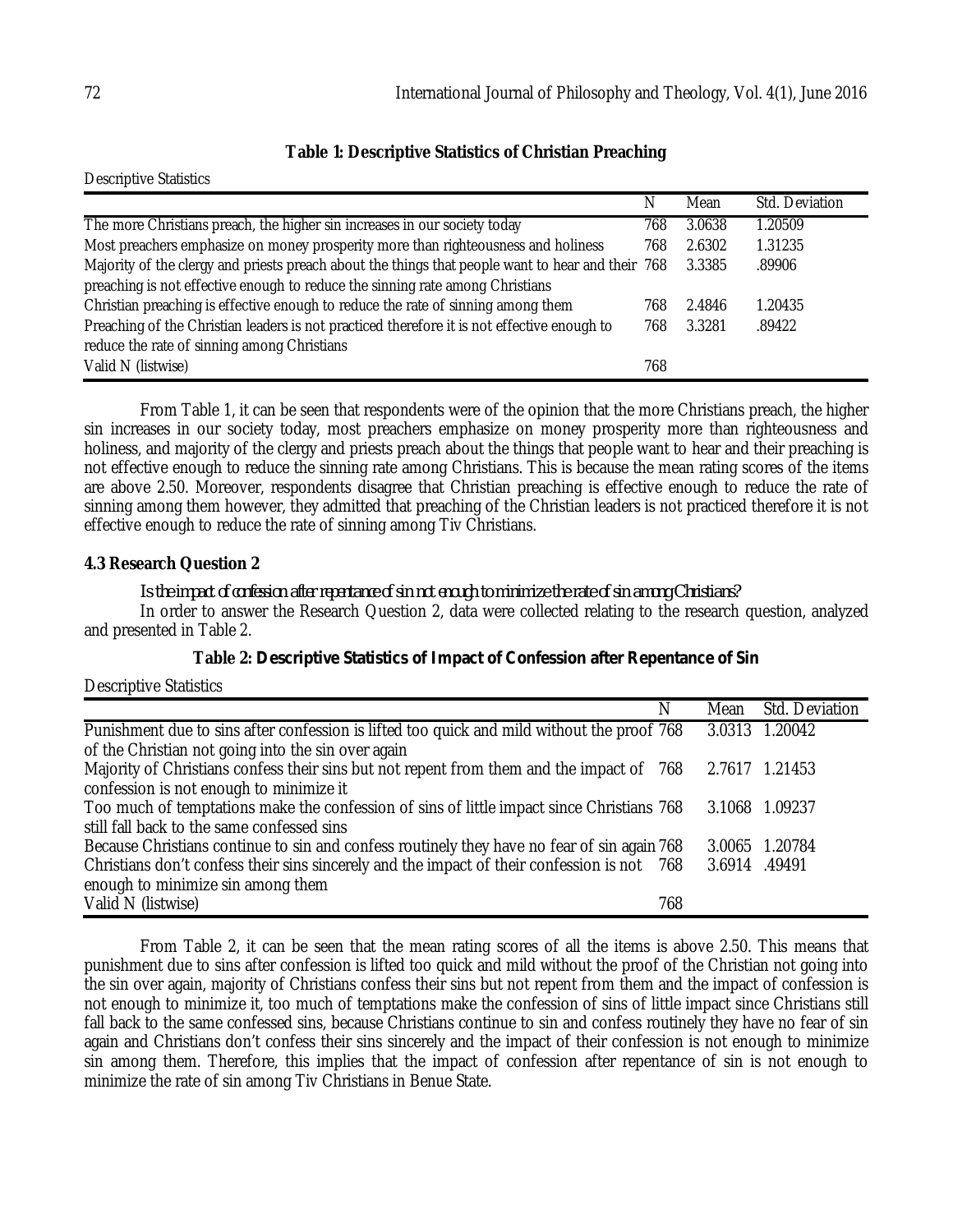**Table 1: Descriptive Statistics of Christian Preaching**

Descriptive Statistics

| | N | Mean | Std. Deviation |
|---|---|---|---|
| The more Christians preach, the higher sin increases in our society today | 768 | 3.0638 | 1.20509 |
| Most preachers emphasize on money prosperity more than righteousness and holiness | 768 | 2.6302 | 1.31235 |
| Majority of the clergy and priests preach about the things that people want to hear and their preaching is not effective enough to reduce the sinning rate among Christians | 768 | 3.3385 | .89906 |
| Christian preaching is effective enough to reduce the rate of sinning among them | 768 | 2.4846 | 1.20435 |
| Preaching of the Christian leaders is not practiced therefore it is not effective enough to reduce the rate of sinning among Christians | 768 | 3.3281 | .89422 |
| Valid N (listwise) | 768 | | |

From Table 1, it can be seen that respondents were of the opinion that the more Christians preach, the higher sin increases in our society today, most preachers emphasize on money prosperity more than righteousness and holiness, and majority of the clergy and priests preach about the things that people want to hear and their preaching is not effective enough to reduce the sinning rate among Christians. This is because the mean rating scores of the items are above 2.50. Moreover, respondents disagree that Christian preaching is effective enough to reduce the rate of sinning among them however, they admitted that preaching of the Christian leaders is not practiced therefore it is not effective enough to reduce the rate of sinning among Tiv Christians.

### 4.3 Research Question 2

*Is the impact of confession after repentance of sin not enough to minimize the rate of sin among Christians?*

In order to answer the Research Question 2, data were collected relating to the research question, analyzed and presented in Table 2.

**Table 2: Descriptive Statistics of Impact of Confession after Repentance of Sin**

Descriptive Statistics

| | N | Mean | Std. Deviation |
|---|---|---|---|
| Punishment due to sins after confession is lifted too quick and mild without the proof of the Christian not going into the sin over again | 768 | 3.0313 | 1.20042 |
| Majority of Christians confess their sins but not repent from them and the impact of confession is not enough to minimize it | 768 | 2.7617 | 1.21453 |
| Too much of temptations make the confession of sins of little impact since Christians still fall back to the same confessed sins | 768 | 3.1068 | 1.09237 |
| Because Christians continue to sin and confess routinely they have no fear of sin again | 768 | 3.0065 | 1.20784 |
| Christians don't confess their sins sincerely and the impact of their confession is not enough to minimize sin among them | 768 | 3.6914 | .49491 |
| Valid N (listwise) | 768 | | |

From Table 2, it can be seen that the mean rating scores of all the items is above 2.50. This means that punishment due to sins after confession is lifted too quick and mild without the proof of the Christian not going into the sin over again, majority of Christians confess their sins but not repent from them and the impact of confession is not enough to minimize it, too much of temptations make the confession of sins of little impact since Christians still fall back to the same confessed sins, because Christians continue to sin and confess routinely they have no fear of sin again and Christians don't confess their sins sincerely and the impact of their confession is not enough to minimize sin among them. Therefore, this implies that the impact of confession after repentance of sin is not enough to minimize the rate of sin among Tiv Christians in Benue State.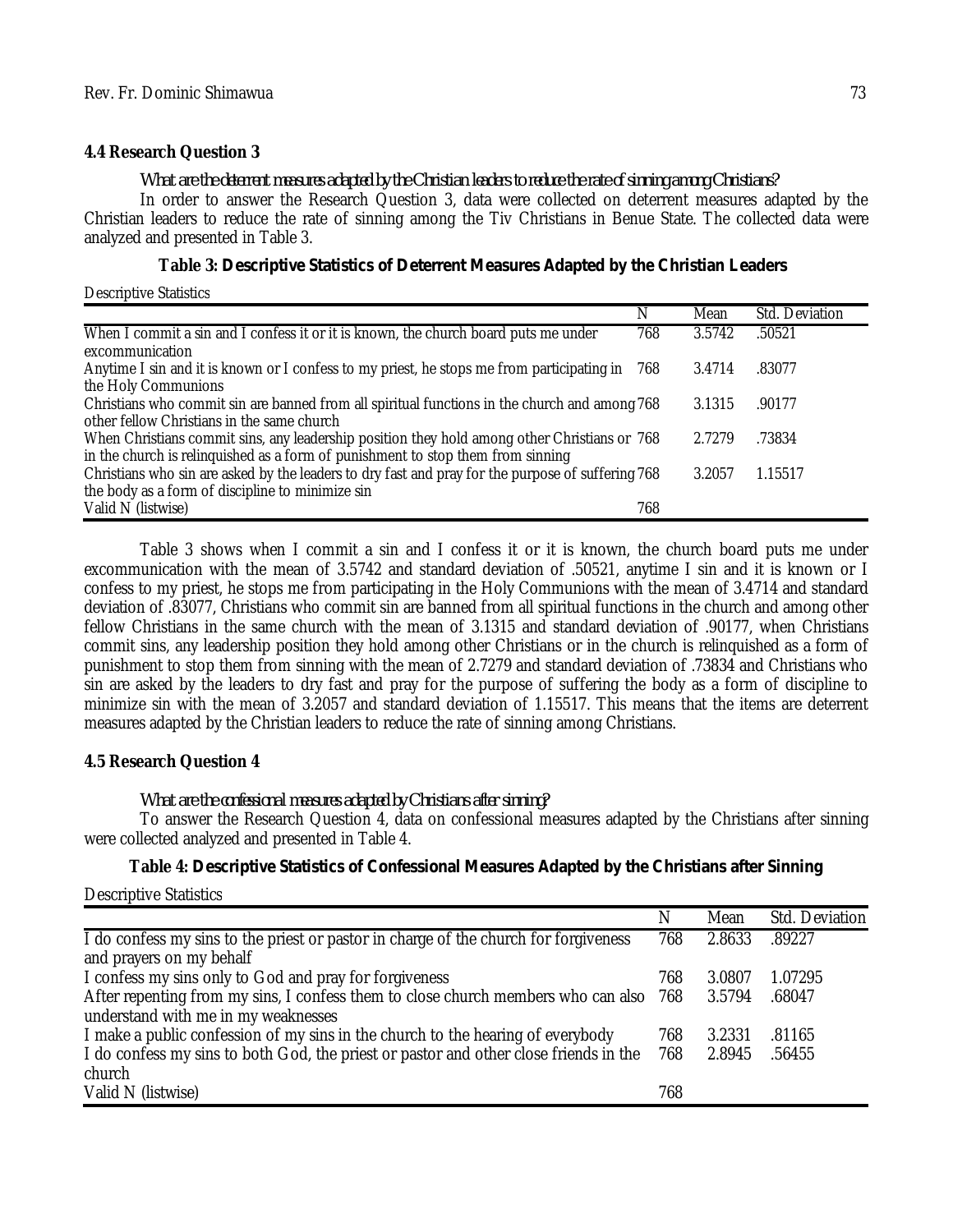## 4.4 Research Question 3

*What are the deterrent measures adapted by the Christian leaders to reduce the rate of sinning among Christians?*

In order to answer the Research Question 3, data were collected on deterrent measures adapted by the Christian leaders to reduce the rate of sinning among the Tiv Christians in Benue State. The collected data were analyzed and presented in Table 3.

**Table 3: Descriptive Statistics of Deterrent Measures Adapted by the Christian Leaders**

Descriptive Statistics

| | N | Mean | Std. Deviation |
|---|---|---|---|
| When I commit a sin and I confess it or it is known, the church board puts me under excommunication | 768 | 3.5742 | .50521 |
| Anytime I sin and it is known or I confess to my priest, he stops me from participating in the Holy Communions | 768 | 3.4714 | .83077 |
| Christians who commit sin are banned from all spiritual functions in the church and among other fellow Christians in the same church | 768 | 3.1315 | .90177 |
| When Christians commit sins, any leadership position they hold among other Christians or in the church is relinquished as a form of punishment to stop them from sinning | 768 | 2.7279 | .73834 |
| Christians who sin are asked by the leaders to dry fast and pray for the purpose of suffering the body as a form of discipline to minimize sin | 768 | 3.2057 | 1.15517 |
| Valid N (listwise) | 768 | | |

Table 3 shows when I commit a sin and I confess it or it is known, the church board puts me under excommunication with the mean of 3.5742 and standard deviation of .50521, anytime I sin and it is known or I confess to my priest, he stops me from participating in the Holy Communions with the mean of 3.4714 and standard deviation of .83077, Christians who commit sin are banned from all spiritual functions in the church and among other fellow Christians in the same church with the mean of 3.1315 and standard deviation of .90177, when Christians commit sins, any leadership position they hold among other Christians or in the church is relinquished as a form of punishment to stop them from sinning with the mean of 2.7279 and standard deviation of .73834 and Christians who sin are asked by the leaders to dry fast and pray for the purpose of suffering the body as a form of discipline to minimize sin with the mean of 3.2057 and standard deviation of 1.15517. This means that the items are deterrent measures adapted by the Christian leaders to reduce the rate of sinning among Christians.

## 4.5 Research Question 4

*What are the confessional measures adapted by Christians after sinning?*

To answer the Research Question 4, data on confessional measures adapted by the Christians after sinning were collected analyzed and presented in Table 4.

**Table 4: Descriptive Statistics of Confessional Measures Adapted by the Christians after Sinning**

Descriptive Statistics

| | N | Mean | Std. Deviation |
|---|---|---|---|
| I do confess my sins to the priest or pastor in charge of the church for forgiveness and prayers on my behalf | 768 | 2.8633 | .89227 |
| I confess my sins only to God and pray for forgiveness | 768 | 3.0807 | 1.07295 |
| After repenting from my sins, I confess them to close church members who can also understand with me in my weaknesses | 768 | 3.5794 | .68047 |
| I make a public confession of my sins in the church to the hearing of everybody | 768 | 3.2331 | .81165 |
| I do confess my sins to both God, the priest or pastor and other close friends in the church | 768 | 2.8945 | .56455 |
| Valid N (listwise) | 768 | | |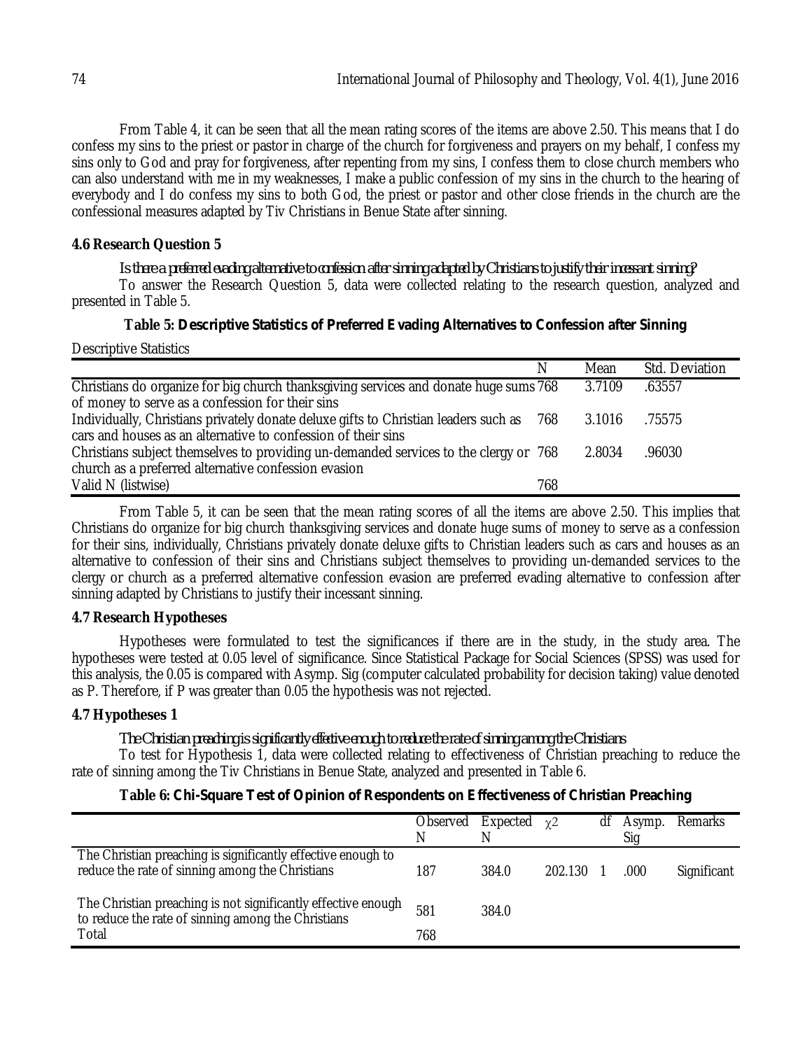From Table 4, it can be seen that all the mean rating scores of the items are above 2.50. This means that I do confess my sins to the priest or pastor in charge of the church for forgiveness and prayers on my behalf, I confess my sins only to God and pray for forgiveness, after repenting from my sins, I confess them to close church members who can also understand with me in my weaknesses, I make a public confession of my sins in the church to the hearing of everybody and I do confess my sins to both God, the priest or pastor and other close friends in the church are the confessional measures adapted by Tiv Christians in Benue State after sinning.

### 4.6 Research Question 5

*Is there a preferred evading alternative to confession after sinning adapted by Christians to justify their incessant sinning?*

To answer the Research Question 5, data were collected relating to the research question, analyzed and presented in Table 5.

**Table 5: Descriptive Statistics of Preferred Evading Alternatives to Confession after Sinning**

Descriptive Statistics

| | N | Mean | Std. Deviation |
|---|---|---|---|
| Christians do organize for big church thanksgiving services and donate huge sums of money to serve as a confession for their sins | 768 | 3.7109 | .63557 |
| Individually, Christians privately donate deluxe gifts to Christian leaders such as cars and houses as an alternative to confession of their sins | 768 | 3.1016 | .75575 |
| Christians subject themselves to providing un-demanded services to the clergy or church as a preferred alternative confession evasion | 768 | 2.8034 | .96030 |
| Valid N (listwise) | 768 | | |

From Table 5, it can be seen that the mean rating scores of all the items are above 2.50. This implies that Christians do organize for big church thanksgiving services and donate huge sums of money to serve as a confession for their sins, individually, Christians privately donate deluxe gifts to Christian leaders such as cars and houses as an alternative to confession of their sins and Christians subject themselves to providing un-demanded services to the clergy or church as a preferred alternative confession evasion are preferred evading alternative to confession after sinning adapted by Christians to justify their incessant sinning.

### 4.7 Research Hypotheses

Hypotheses were formulated to test the significances if there are in the study, in the study area. The hypotheses were tested at 0.05 level of significance. Since Statistical Package for Social Sciences (SPSS) was used for this analysis, the 0.05 is compared with Asymp. Sig (computer calculated probability for decision taking) value denoted as P. Therefore, if P was greater than 0.05 the hypothesis was not rejected.

### 4.7 Hypotheses 1

*The Christian preaching is significantly effective enough to reduce the rate of sinning among the Christians*

To test for Hypothesis 1, data were collected relating to effectiveness of Christian preaching to reduce the rate of sinning among the Tiv Christians in Benue State, analyzed and presented in Table 6.

**Table 6: Chi-Square Test of Opinion of Respondents on Effectiveness of Christian Preaching**

| | Observed N | Expected N | $\chi^2$ | df | Asymp. Sig | Remarks |
|---|---|---|---|---|---|---|
| The Christian preaching is significantly effective enough to reduce the rate of sinning among the Christians | 187 | 384.0 | 202.130 | 1 | .000 | Significant |
| The Christian preaching is not significantly effective enough to reduce the rate of sinning among the Christians | 581 | 384.0 | | | | |
| Total | 768 | | | | | |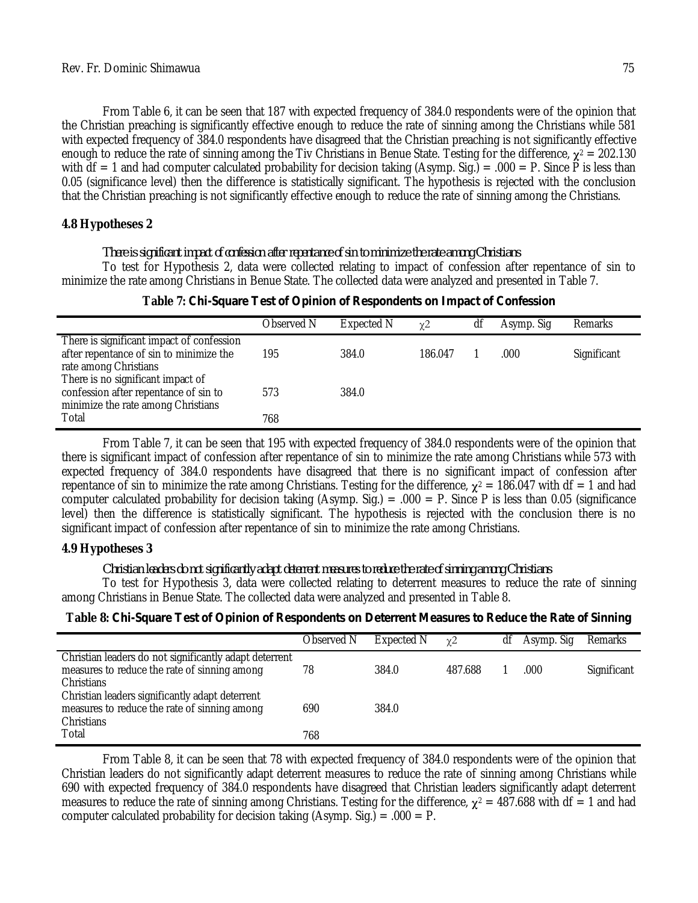From Table 6, it can be seen that 187 with expected frequency of 384.0 respondents were of the opinion that the Christian preaching is significantly effective enough to reduce the rate of sinning among the Christians while 581 with expected frequency of 384.0 respondents have disagreed that the Christian preaching is not significantly effective enough to reduce the rate of sinning among the Tiv Christians in Benue State. Testing for the difference, $\chi^2 = 202.130$ with df = 1 and had computer calculated probability for decision taking (Asymp. Sig.) = .000 = P. Since P is less than 0.05 (significance level) then the difference is statistically significant. The hypothesis is rejected with the conclusion that the Christian preaching is not significantly effective enough to reduce the rate of sinning among the Christians.

### 4.8 Hypotheses 2

*There is significant impact of confession after repentance of sin to minimize the rate among Christians*

To test for Hypothesis 2, data were collected relating to impact of confession after repentance of sin to minimize the rate among Christians in Benue State. The collected data were analyzed and presented in Table 7.

**Table 7: Chi-Square Test of Opinion of Respondents on Impact of Confession**

| | Observed N | Expected N | $\chi 2$ | df | Asymp. Sig | Remarks |
|---|---|---|---|---|---|---|
| There is significant impact of confession after repentance of sin to minimize the rate among Christians | 195 | 384.0 | 186.047 | 1 | .000 | Significant |
| There is no significant impact of confession after repentance of sin to minimize the rate among Christians | 573 | 384.0 | | | | |
| Total | 768 | | | | | |

From Table 7, it can be seen that 195 with expected frequency of 384.0 respondents were of the opinion that there is significant impact of confession after repentance of sin to minimize the rate among Christians while 573 with expected frequency of 384.0 respondents have disagreed that there is no significant impact of confession after repentance of sin to minimize the rate among Christians. Testing for the difference, $\chi^2 = 186.047$ with df = 1 and had computer calculated probability for decision taking (Asymp. Sig.) = .000 = P. Since P is less than 0.05 (significance level) then the difference is statistically significant. The hypothesis is rejected with the conclusion there is no significant impact of confession after repentance of sin to minimize the rate among Christians.

### 4.9 Hypotheses 3

*Christian leaders do not significantly adapt deterrent measures to reduce the rate of sinning among Christians*

To test for Hypothesis 3, data were collected relating to deterrent measures to reduce the rate of sinning among Christians in Benue State. The collected data were analyzed and presented in Table 8.

**Table 8: Chi-Square Test of Opinion of Respondents on Deterrent Measures to Reduce the Rate of Sinning**

| | Observed N | Expected N | $\chi 2$ | df | Asymp. Sig | Remarks |
|---|---|---|---|---|---|---|
| Christian leaders do not significantly adapt deterrent measures to reduce the rate of sinning among Christians | 78 | 384.0 | 487.688 | 1 | .000 | Significant |
| Christian leaders significantly adapt deterrent measures to reduce the rate of sinning among Christians | 690 | 384.0 | | | | |
| Total | 768 | | | | | |

From Table 8, it can be seen that 78 with expected frequency of 384.0 respondents were of the opinion that Christian leaders do not significantly adapt deterrent measures to reduce the rate of sinning among Christians while 690 with expected frequency of 384.0 respondents have disagreed that Christian leaders significantly adapt deterrent measures to reduce the rate of sinning among Christians. Testing for the difference, $\chi^2 = 487.688$ with df = 1 and had computer calculated probability for decision taking (Asymp. Sig.) = .000 = P.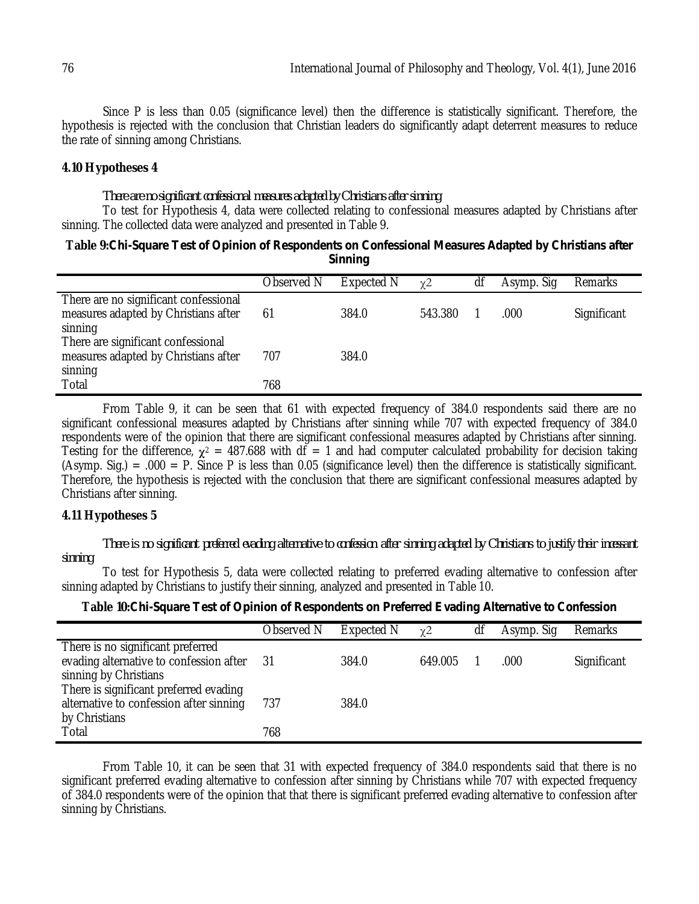Since P is less than 0.05 (significance level) then the difference is statistically significant. Therefore, the hypothesis is rejected with the conclusion that Christian leaders do significantly adapt deterrent measures to reduce the rate of sinning among Christians.

### 4.10 Hypotheses 4

*There are no significant confessional measures adapted by Christians after sinning*

To test for Hypothesis 4, data were collected relating to confessional measures adapted by Christians after sinning. The collected data were analyzed and presented in Table 9.

**Table 9:Chi-Square Test of Opinion of Respondents on Confessional Measures Adapted by Christians after Sinning**

| | Observed N | Expected N | $\chi 2$ | df | Asymp. Sig | Remarks |
|---|---|---|---|---|---|---|
| There are no significant confessional measures adapted by Christians after sinning | 61 | 384.0 | 543.380 | 1 | .000 | Significant |
| There are significant confessional measures adapted by Christians after sinning | 707 | 384.0 | | | | |
| Total | 768 | | | | | |

From Table 9, it can be seen that 61 with expected frequency of 384.0 respondents said there are no significant confessional measures adapted by Christians after sinning while 707 with expected frequency of 384.0 respondents were of the opinion that there are significant confessional measures adapted by Christians after sinning. Testing for the difference, $\chi^2$ = 487.688 with df = 1 and had computer calculated probability for decision taking (Asymp. Sig.) = .000 = P. Since P is less than 0.05 (significance level) then the difference is statistically significant. Therefore, the hypothesis is rejected with the conclusion that there are significant confessional measures adapted by Christians after sinning.

### 4.11 Hypotheses 5

*There is no significant preferred evading alternative to confession after sinning adapted by Christians to justify their incessant sinning*

To test for Hypothesis 5, data were collected relating to preferred evading alternative to confession after sinning adapted by Christians to justify their sinning, analyzed and presented in Table 10.

**Table 10:Chi-Square Test of Opinion of Respondents on Preferred Evading Alternative to Confession**

| | Observed N | Expected N | $\chi 2$ | df | Asymp. Sig | Remarks |
|---|---|---|---|---|---|---|
| There is no significant preferred evading alternative to confession after sinning by Christians | 31 | 384.0 | 649.005 | 1 | .000 | Significant |
| There is significant preferred evading alternative to confession after sinning by Christians | 737 | 384.0 | | | | |
| Total | 768 | | | | | |

From Table 10, it can be seen that 31 with expected frequency of 384.0 respondents said that there is no significant preferred evading alternative to confession after sinning by Christians while 707 with expected frequency of 384.0 respondents were of the opinion that that there is significant preferred evading alternative to confession after sinning by Christians.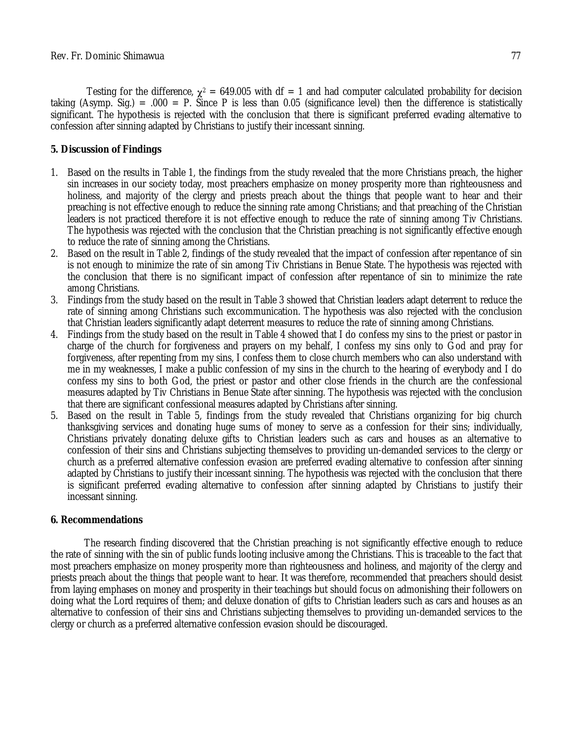Testing for the difference, $\chi^2 = 649.005$ with df = 1 and had computer calculated probability for decision taking (Asymp. Sig.) = .000 = P. Since P is less than 0.05 (significance level) then the difference is statistically significant. The hypothesis is rejected with the conclusion that there is significant preferred evading alternative to confession after sinning adapted by Christians to justify their incessant sinning.

## 5. Discussion of Findings

1. Based on the results in Table 1, the findings from the study revealed that the more Christians preach, the higher sin increases in our society today, most preachers emphasize on money prosperity more than righteousness and holiness, and majority of the clergy and priests preach about the things that people want to hear and their preaching is not effective enough to reduce the sinning rate among Christians; and that preaching of the Christian leaders is not practiced therefore it is not effective enough to reduce the rate of sinning among Tiv Christians. The hypothesis was rejected with the conclusion that the Christian preaching is not significantly effective enough to reduce the rate of sinning among the Christians.
2. Based on the result in Table 2, findings of the study revealed that the impact of confession after repentance of sin is not enough to minimize the rate of sin among Tiv Christians in Benue State. The hypothesis was rejected with the conclusion that there is no significant impact of confession after repentance of sin to minimize the rate among Christians.
3. Findings from the study based on the result in Table 3 showed that Christian leaders adapt deterrent to reduce the rate of sinning among Christians such excommunication. The hypothesis was also rejected with the conclusion that Christian leaders significantly adapt deterrent measures to reduce the rate of sinning among Christians.
4. Findings from the study based on the result in Table 4 showed that I do confess my sins to the priest or pastor in charge of the church for forgiveness and prayers on my behalf, I confess my sins only to God and pray for forgiveness, after repenting from my sins, I confess them to close church members who can also understand with me in my weaknesses, I make a public confession of my sins in the church to the hearing of everybody and I do confess my sins to both God, the priest or pastor and other close friends in the church are the confessional measures adapted by Tiv Christians in Benue State after sinning. The hypothesis was rejected with the conclusion that there are significant confessional measures adapted by Christians after sinning.
5. Based on the result in Table 5, findings from the study revealed that Christians organizing for big church thanksgiving services and donating huge sums of money to serve as a confession for their sins; individually, Christians privately donating deluxe gifts to Christian leaders such as cars and houses as an alternative to confession of their sins and Christians subjecting themselves to providing un-demanded services to the clergy or church as a preferred alternative confession evasion are preferred evading alternative to confession after sinning adapted by Christians to justify their incessant sinning. The hypothesis was rejected with the conclusion that there is significant preferred evading alternative to confession after sinning adapted by Christians to justify their incessant sinning.

## 6. Recommendations

The research finding discovered that the Christian preaching is not significantly effective enough to reduce the rate of sinning with the sin of public funds looting inclusive among the Christians. This is traceable to the fact that most preachers emphasize on money prosperity more than righteousness and holiness, and majority of the clergy and priests preach about the things that people want to hear. It was therefore, recommended that preachers should desist from laying emphases on money and prosperity in their teachings but should focus on admonishing their followers on doing what the Lord requires of them; and deluxe donation of gifts to Christian leaders such as cars and houses as an alternative to confession of their sins and Christians subjecting themselves to providing un-demanded services to the clergy or church as a preferred alternative confession evasion should be discouraged.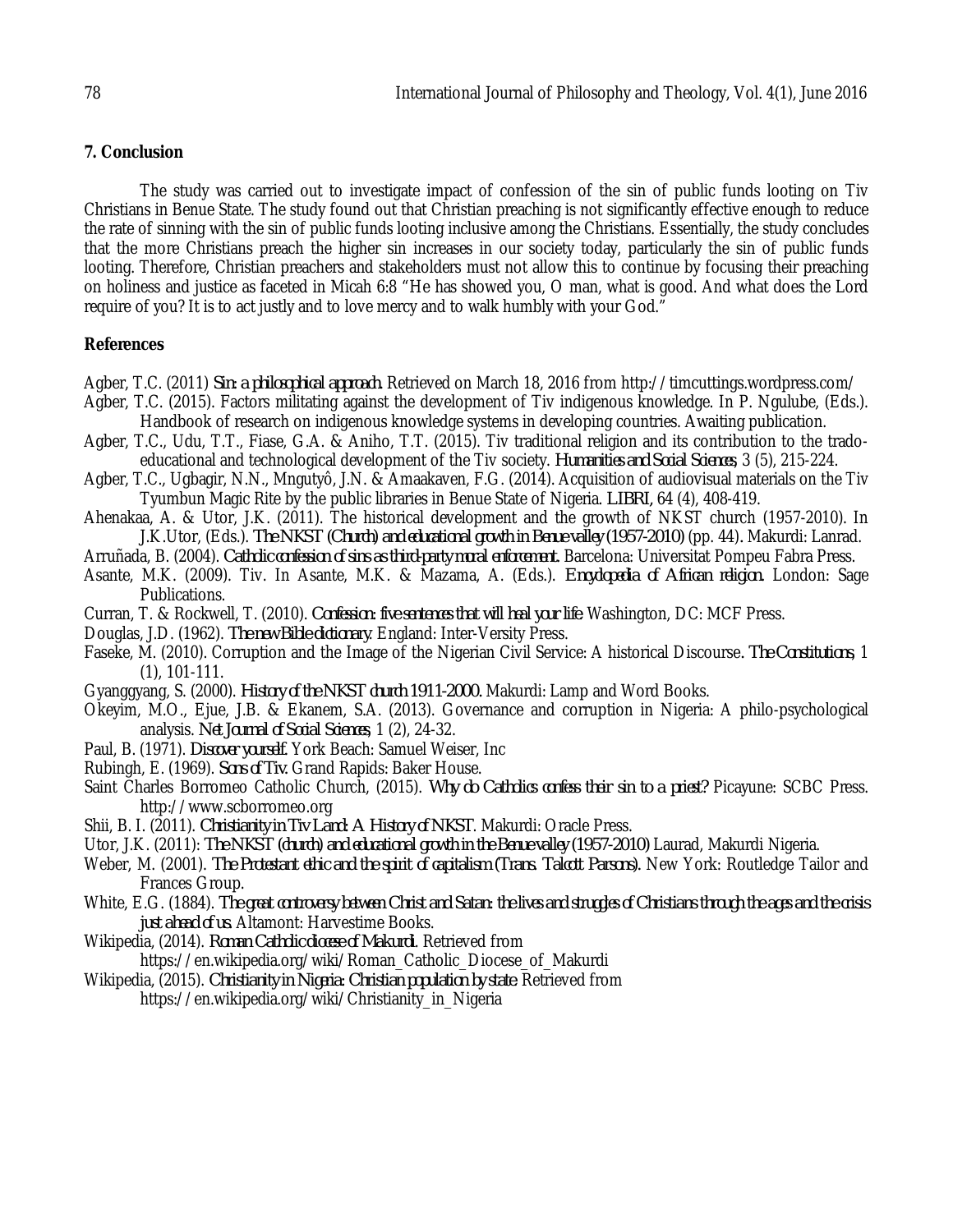## 7. Conclusion

The study was carried out to investigate impact of confession of the sin of public funds looting on Tiv Christians in Benue State. The study found out that Christian preaching is not significantly effective enough to reduce the rate of sinning with the sin of public funds looting inclusive among the Christians. Essentially, the study concludes that the more Christians preach the higher sin increases in our society today, particularly the sin of public funds looting. Therefore, Christian preachers and stakeholders must not allow this to continue by focusing their preaching on holiness and justice as faceted in Micah 6:8 "He has showed you, O man, what is good. And what does the Lord require of you? It is to act justly and to love mercy and to walk humbly with your God."

## References

Agber, T.C. (2011) *Sin: a philosophical approach*. Retrieved on March 18, 2016 from http://timcuttings.wordpress.com/

Agber, T.C. (2015). Factors militating against the development of Tiv indigenous knowledge. In P. Ngulube, (Eds.). Handbook of research on indigenous knowledge systems in developing countries. Awaiting publication.

Agber, T.C., Udu, T.T., Fiase, G.A. & Aniho, T.T. (2015). Tiv traditional religion and its contribution to the trado-educational and technological development of the Tiv society. *Humanities and Social Sciences*, 3 (5), 215-224.

Agber, T.C., Ugbagir, N.N., Mngutyô, J.N. & Amaakaven, F.G. (2014). Acquisition of audiovisual materials on the Tiv Tyumbun Magic Rite by the public libraries in Benue State of Nigeria. *LIBRI*, 64 (4), 408-419.

Ahenakaa, A. & Utor, J.K. (2011). The historical development and the growth of NKST church (1957-2010). In J.K.Utor, (Eds.). *The NKST (Church) and educational growth in Benue valley (1957-2010)* (pp. 44). Makurdi: Lanrad.

Arruñada, B. (2004). *Catholic confession of sins as third-party moral enforcement*. Barcelona: Universitat Pompeu Fabra Press.

Asante, M.K. (2009). Tiv. In Asante, M.K. & Mazama, A. (Eds.). *Encyclopedia of African religion*. London: Sage Publications.

Curran, T. & Rockwell, T. (2010). *Confession: five sentences that will heal your life* Washington, DC: MCF Press.

Douglas, J.D. (1962). *The new Bible dictionary*. England: Inter-Versity Press.

Faseke, M. (2010). Corruption and the Image of the Nigerian Civil Service: A historical Discourse. *The Constitutions*, 1 (1), 101-111.

Gyanggyang, S. (2000). *History of the NKST church 1911-2000*. Makurdi: Lamp and Word Books.

Okeyim, M.O., Ejue, J.B. & Ekanem, S.A. (2013). Governance and corruption in Nigeria: A philo-psychological analysis. *Net Journal of Social Sciences*, 1 (2), 24-32.

Paul, B. (1971). *Discover yourself*. York Beach: Samuel Weiser, Inc

Rubingh, E. (1969). *Sons of Tiv*. Grand Rapids: Baker House.

Saint Charles Borromeo Catholic Church, (2015). *Why do Catholics confess their sin to a priest?* Picayune: SCBC Press. http://www.scborromeo.org

Shii, B. I. (2011). *Christianity in Tiv Land: A History of NKST*. Makurdi: Oracle Press.

Utor, J.K. (2011): *The NKST (church) and educational growth in the Benue valley (1957-2010)* Laurad, Makurdi Nigeria.

Weber, M. (2001). *The Protestant ethic and the spirit of capitalism (Trans. Talcott Parsons)*. New York: Routledge Tailor and Frances Group.

White, E.G. (1884). *The great controversy between Christ and Satan: the lives and struggles of Christians through the ages and the crisis just ahead of us*. Altamont: Harvestime Books.

Wikipedia, (2014). *Roman Catholic diocese of Makurdi*. Retrieved from https://en.wikipedia.org/wiki/Roman_Catholic_Diocese_of_Makurdi

Wikipedia, (2015). *Christianity in Nigeria: Christian population by state*. Retrieved from https://en.wikipedia.org/wiki/Christianity_in_Nigeria